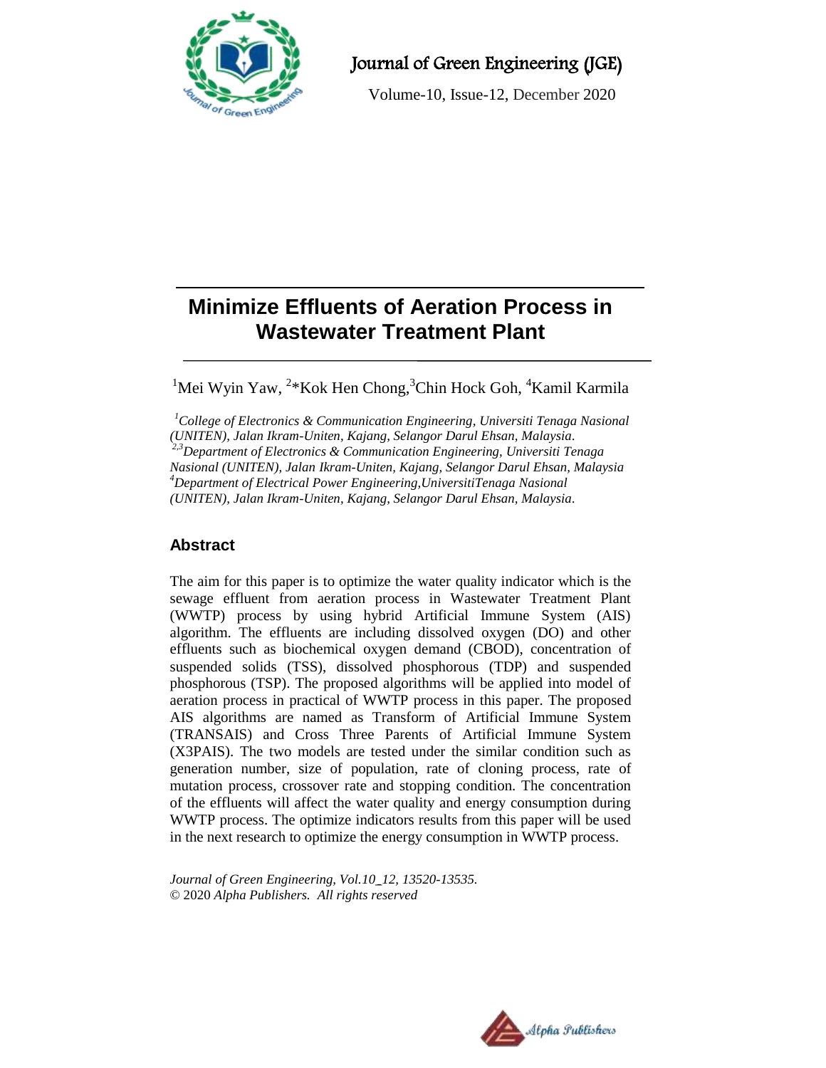# Minimize Effluents of Aeration Process in Wastewater Treatment Plant

[1]Mei Wyin Yaw, [2]*Kok Hen Chong,[3]Chin Hock Goh, [4]Kamil Karmila

*[1]College of Electronics & Communication Engineering, Universiti Tenaga Nasional (UNITEN), Jalan Ikram-Uniten, Kajang, Selangor Darul Ehsan, Malaysia.*
*[2,3]Department of Electronics & Communication Engineering, Universiti Tenaga Nasional (UNITEN), Jalan Ikram-Uniten, Kajang, Selangor Darul Ehsan, Malaysia*
*[4]Department of Electrical Power Engineering,UniversitiTenaga Nasional (UNITEN), Jalan Ikram-Uniten, Kajang, Selangor Darul Ehsan, Malaysia.*

## Abstract

The aim for this paper is to optimize the water quality indicator which is the sewage effluent from aeration process in Wastewater Treatment Plant (WWTP) process by using hybrid Artificial Immune System (AIS) algorithm. The effluents are including dissolved oxygen (DO) and other effluents such as biochemical oxygen demand (CBOD), concentration of suspended solids (TSS), dissolved phosphorous (TDP) and suspended phosphorous (TSP). The proposed algorithms will be applied into model of aeration process in practical of WWTP process in this paper. The proposed AIS algorithms are named as Transform of Artificial Immune System (TRANSAIS) and Cross Three Parents of Artificial Immune System (X3PAIS). The two models are tested under the similar condition such as generation number, size of population, rate of cloning process, rate of mutation process, crossover rate and stopping condition. The concentration of the effluents will affect the water quality and energy consumption during WWTP process. The optimize indicators results from this paper will be used in the next research to optimize the energy consumption in WWTP process.

*Journal of Green Engineering, Vol.10_12, 13520-13535.*
© 2020 *Alpha Publishers. All rights reserved*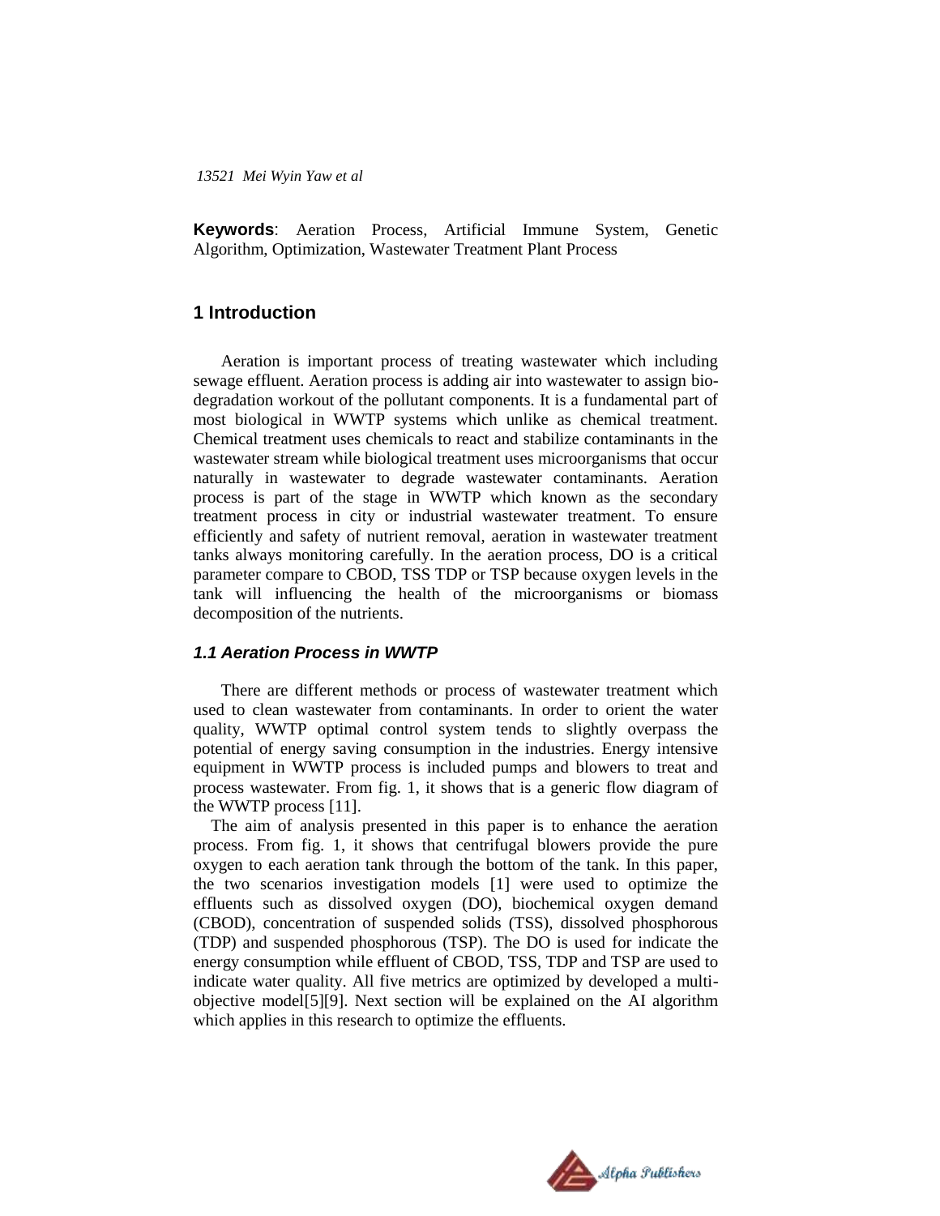**Keywords**: Aeration Process, Artificial Immune System, Genetic Algorithm, Optimization, Wastewater Treatment Plant Process

## 1 Introduction

Aeration is important process of treating wastewater which including sewage effluent. Aeration process is adding air into wastewater to assign bio-degradation workout of the pollutant components. It is a fundamental part of most biological in WWTP systems which unlike as chemical treatment. Chemical treatment uses chemicals to react and stabilize contaminants in the wastewater stream while biological treatment uses microorganisms that occur naturally in wastewater to degrade wastewater contaminants. Aeration process is part of the stage in WWTP which known as the secondary treatment process in city or industrial wastewater treatment. To ensure efficiently and safety of nutrient removal, aeration in wastewater treatment tanks always monitoring carefully. In the aeration process, DO is a critical parameter compare to CBOD, TSS TDP or TSP because oxygen levels in the tank will influencing the health of the microorganisms or biomass decomposition of the nutrients.

### *1.1 Aeration Process in WWTP*

There are different methods or process of wastewater treatment which used to clean wastewater from contaminants. In order to orient the water quality, WWTP optimal control system tends to slightly overpass the potential of energy saving consumption in the industries. Energy intensive equipment in WWTP process is included pumps and blowers to treat and process wastewater. From fig. 1, it shows that is a generic flow diagram of the WWTP process [11].

The aim of analysis presented in this paper is to enhance the aeration process. From fig. 1, it shows that centrifugal blowers provide the pure oxygen to each aeration tank through the bottom of the tank. In this paper, the two scenarios investigation models [1] were used to optimize the effluents such as dissolved oxygen (DO), biochemical oxygen demand (CBOD), concentration of suspended solids (TSS), dissolved phosphorous (TDP) and suspended phosphorous (TSP). The DO is used for indicate the energy consumption while effluent of CBOD, TSS, TDP and TSP are used to indicate water quality. All five metrics are optimized by developed a multi-objective model[5][9]. Next section will be explained on the AI algorithm which applies in this research to optimize the effluents.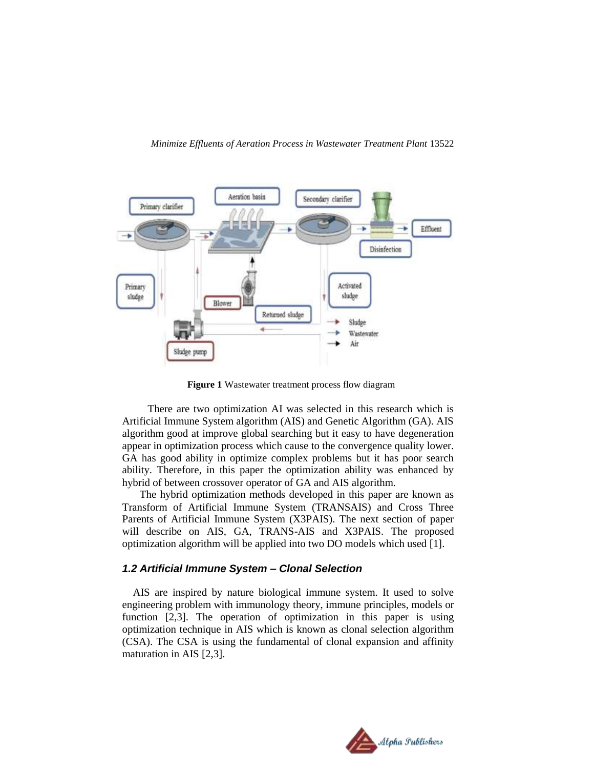Figure 1 Wastewater treatment process flow diagram

There are two optimization AI was selected in this research which is Artificial Immune System algorithm (AIS) and Genetic Algorithm (GA). AIS algorithm good at improve global searching but it easy to have degeneration appear in optimization process which cause to the convergence quality lower. GA has good ability in optimize complex problems but it has poor search ability. Therefore, in this paper the optimization ability was enhanced by hybrid of between crossover operator of GA and AIS algorithm.

The hybrid optimization methods developed in this paper are known as Transform of Artificial Immune System (TRANSAIS) and Cross Three Parents of Artificial Immune System (X3PAIS). The next section of paper will describe on AIS, GA, TRANS-AIS and X3PAIS. The proposed optimization algorithm will be applied into two DO models which used [1].

### *1.2 Artificial Immune System – Clonal Selection*

AIS are inspired by nature biological immune system. It used to solve engineering problem with immunology theory, immune principles, models or function [2,3]. The operation of optimization in this paper is using optimization technique in AIS which is known as clonal selection algorithm (CSA). The CSA is using the fundamental of clonal expansion and affinity maturation in AIS [2,3].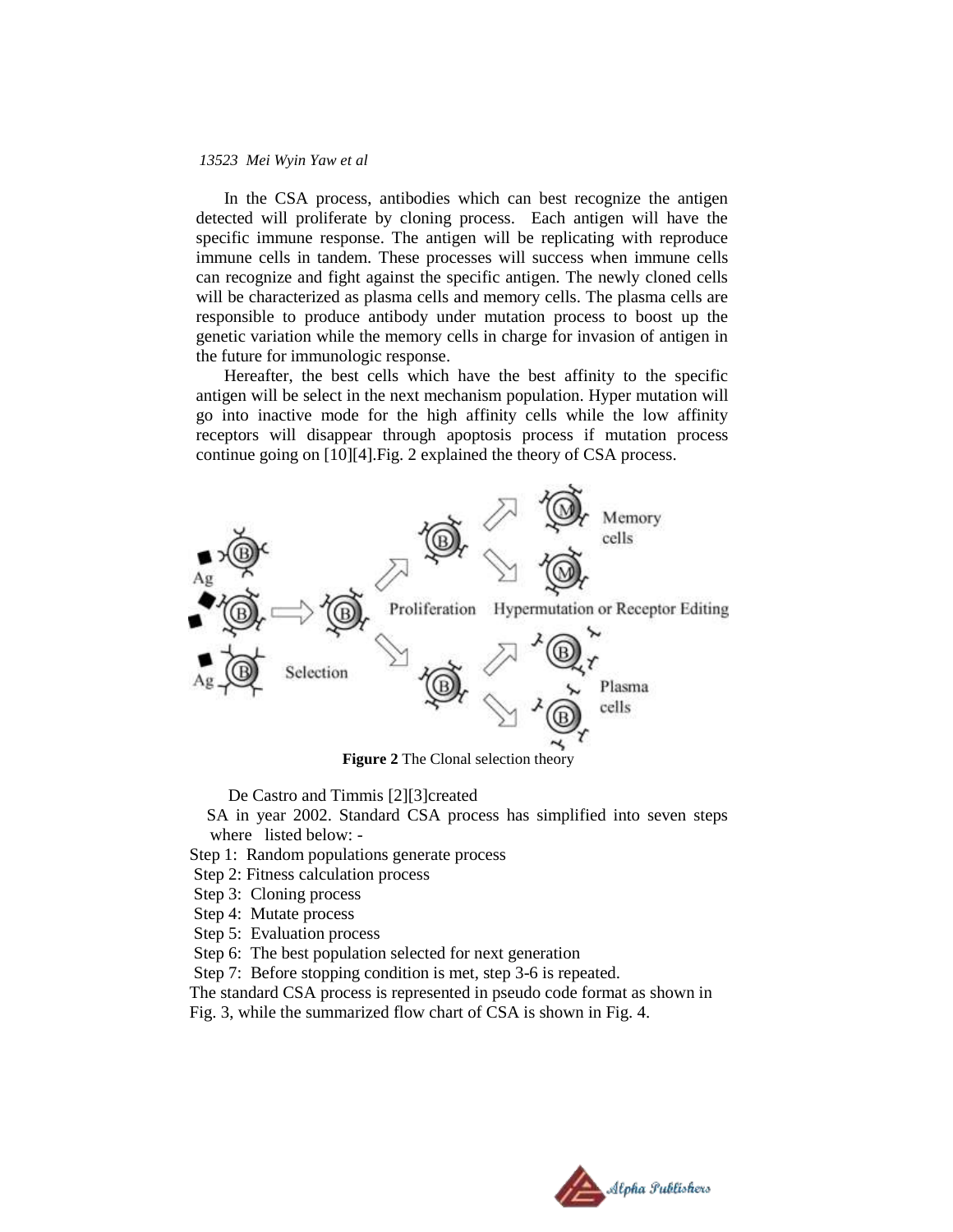In the CSA process, antibodies which can best recognize the antigen detected will proliferate by cloning process. Each antigen will have the specific immune response. The antigen will be replicating with reproduce immune cells in tandem. These processes will success when immune cells can recognize and fight against the specific antigen. The newly cloned cells will be characterized as plasma cells and memory cells. The plasma cells are responsible to produce antibody under mutation process to boost up the genetic variation while the memory cells in charge for invasion of antigen in the future for immunologic response.

Hereafter, the best cells which have the best affinity to the specific antigen will be select in the next mechanism population. Hyper mutation will go into inactive mode for the high affinity cells while the low affinity receptors will disappear through apoptosis process if mutation process continue going on [10][4].Fig. 2 explained the theory of CSA process.

**Figure 2** The Clonal selection theory

De Castro and Timmis [2][3]created

SA in year 2002. Standard CSA process has simplified into seven steps where listed below: -

Step 1: Random populations generate process
Step 2: Fitness calculation process
Step 3: Cloning process
Step 4: Mutate process
Step 5: Evaluation process
Step 6: The best population selected for next generation
Step 7: Before stopping condition is met, step 3-6 is repeated.

The standard CSA process is represented in pseudo code format as shown in Fig. 3, while the summarized flow chart of CSA is shown in Fig. 4.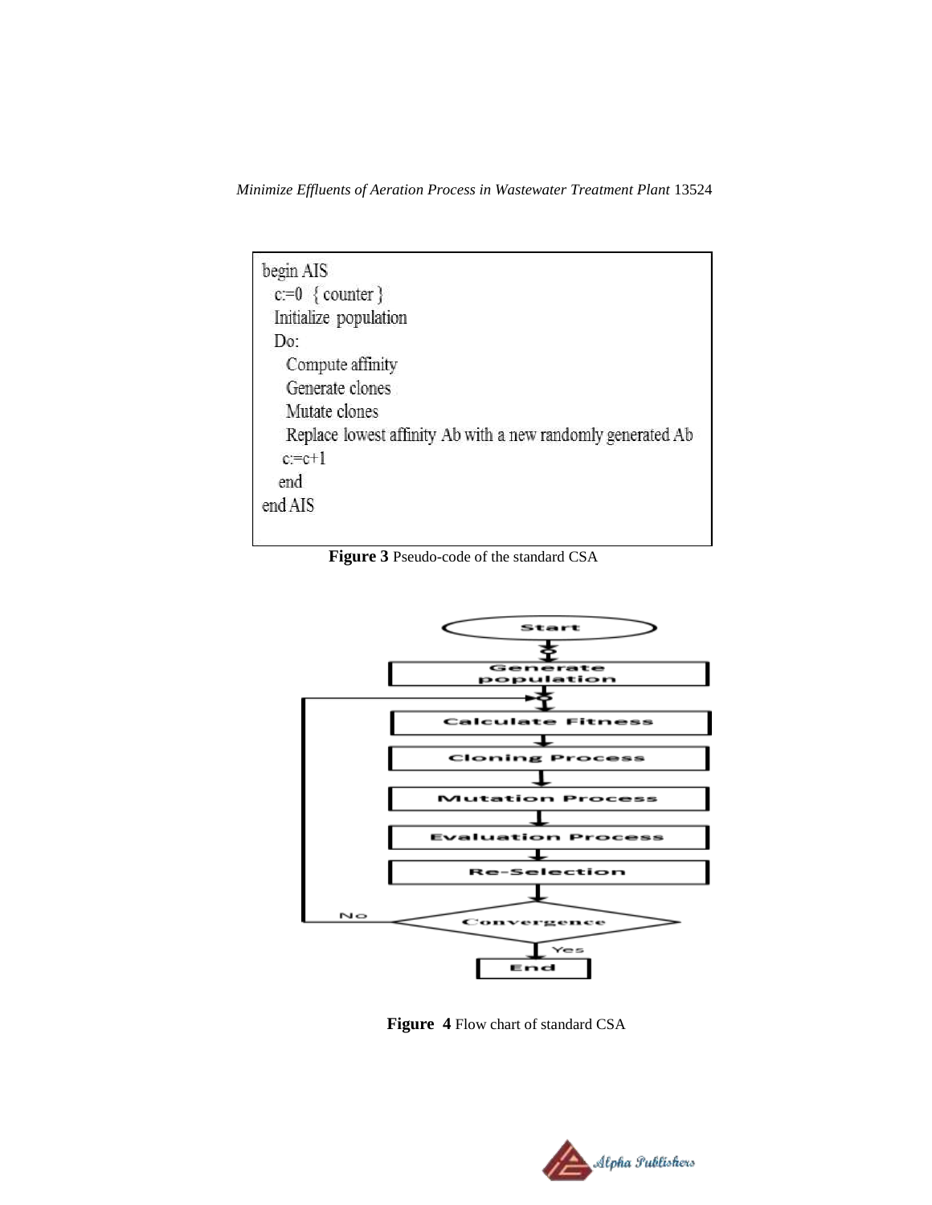```
begin AIS
  c:=0  { counter }
  Initialize  population
  Do:
    Compute affinity
    Generate clones
    Mutate clones
    Replace  lowest affinity Ab with a new randomly generated Ab
   c:=c+1
   end
end AIS
```

**Figure 3** Pseudo-code of the standard CSA

**Figure 4** Flow chart of standard CSA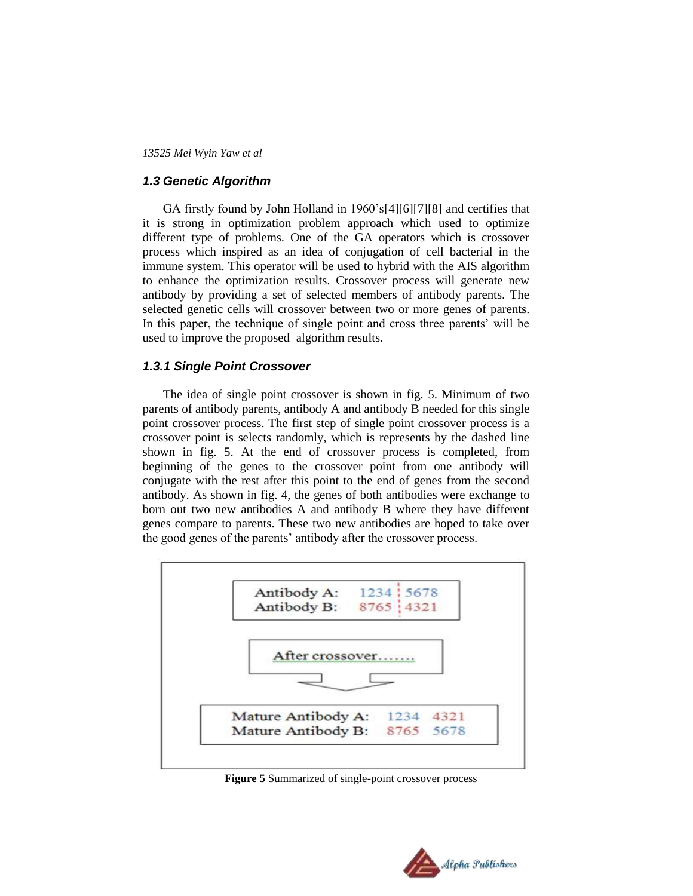### 1.3 Genetic Algorithm

GA firstly found by John Holland in 1960's[4][6][7][8] and certifies that it is strong in optimization problem approach which used to optimize different type of problems. One of the GA operators which is crossover process which inspired as an idea of conjugation of cell bacterial in the immune system. This operator will be used to hybrid with the AIS algorithm to enhance the optimization results. Crossover process will generate new antibody by providing a set of selected members of antibody parents. The selected genetic cells will crossover between two or more genes of parents. In this paper, the technique of single point and cross three parents' will be used to improve the proposed algorithm results.

#### 1.3.1 Single Point Crossover

The idea of single point crossover is shown in fig. 5. Minimum of two parents of antibody parents, antibody A and antibody B needed for this single point crossover process. The first step of single point crossover process is a crossover point is selects randomly, which is represents by the dashed line shown in fig. 5. At the end of crossover process is completed, from beginning of the genes to the crossover point from one antibody will conjugate with the rest after this point to the end of genes from the second antibody. As shown in fig. 4, the genes of both antibodies were exchange to born out two new antibodies A and antibody B where they have different genes compare to parents. These two new antibodies are hoped to take over the good genes of the parents' antibody after the crossover process.

```
Antibody A:   1234 ¦ 5678
Antibody B:   8765 ¦ 4321

After crossover.......

Mature Antibody A:   1234  4321
Mature Antibody B:   8765  5678
```

**Figure 5** Summarized of single-point crossover process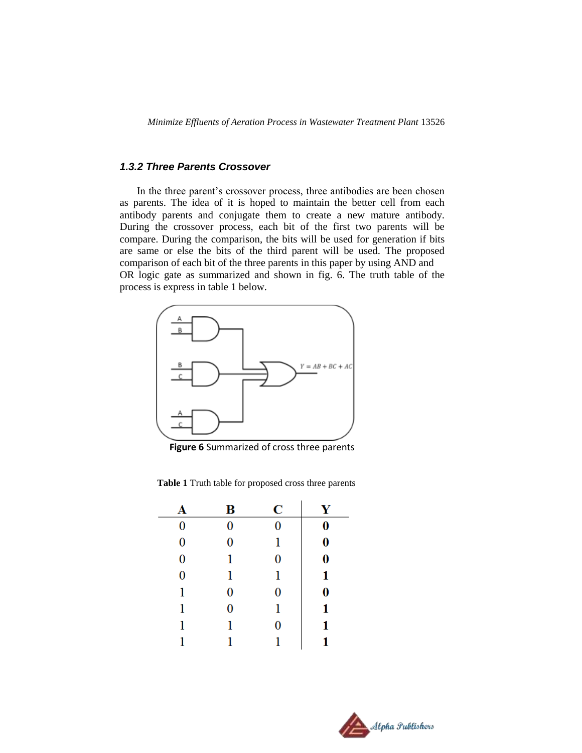### *1.3.2 Three Parents Crossover*

In the three parent's crossover process, three antibodies are been chosen as parents. The idea of it is hoped to maintain the better cell from each antibody parents and conjugate them to create a new mature antibody. During the crossover process, each bit of the first two parents will be compare. During the comparison, the bits will be used for generation if bits are same or else the bits of the third parent will be used. The proposed comparison of each bit of the three parents in this paper by using AND and OR logic gate as summarized and shown in fig. 6. The truth table of the process is express in table 1 below.

**Figure 6** Summarized of cross three parents

**Table 1** Truth table for proposed cross three parents

| A | B | C | Y |
|---|---|---|---|
| 0 | 0 | 0 | **0** |
| 0 | 0 | 1 | **0** |
| 0 | 1 | 0 | **0** |
| 0 | 1 | 1 | **1** |
| 1 | 0 | 0 | **0** |
| 1 | 0 | 1 | **1** |
| 1 | 1 | 0 | **1** |
| 1 | 1 | 1 | **1** |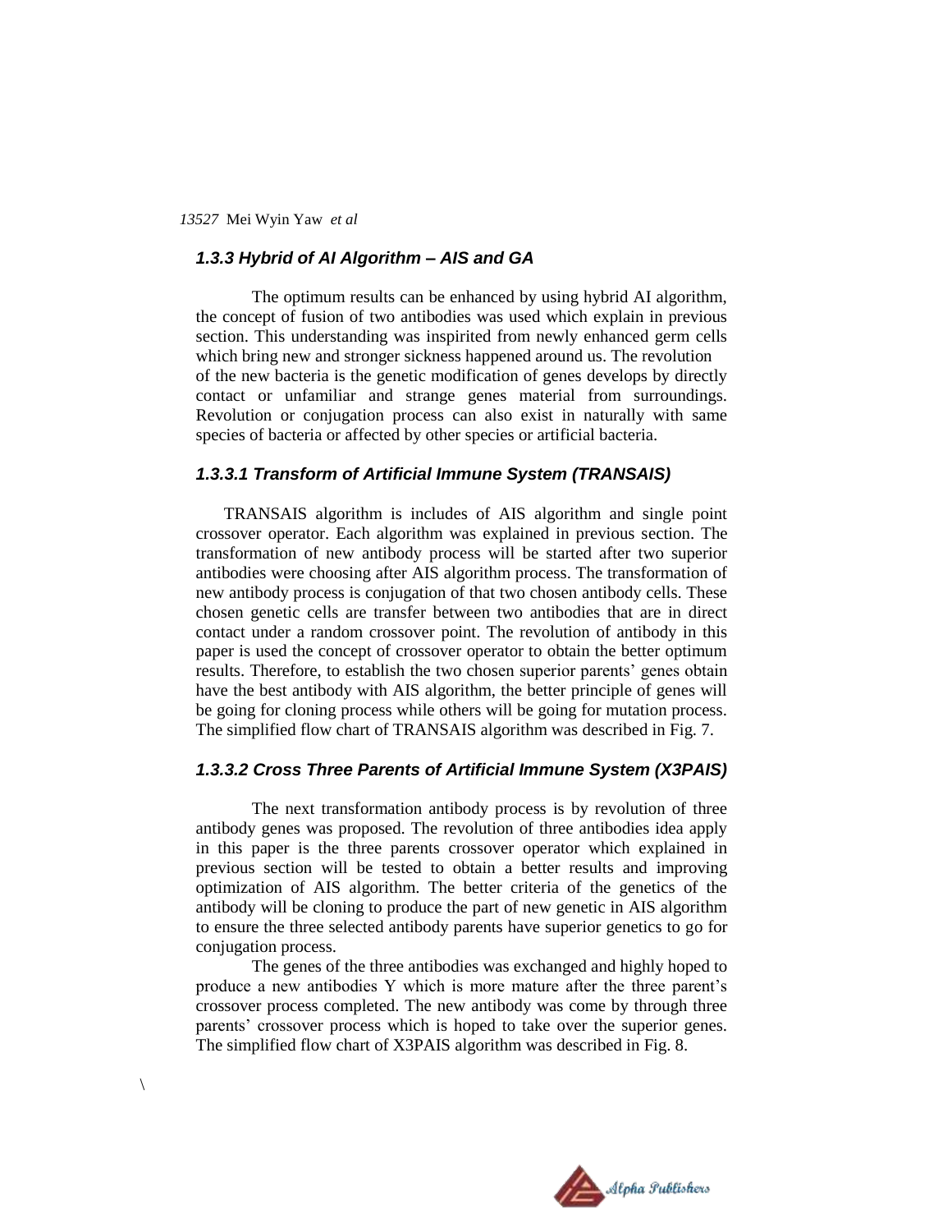### 1.3.3 Hybrid of AI Algorithm – AIS and GA

The optimum results can be enhanced by using hybrid AI algorithm, the concept of fusion of two antibodies was used which explain in previous section. This understanding was inspirited from newly enhanced germ cells which bring new and stronger sickness happened around us. The revolution of the new bacteria is the genetic modification of genes develops by directly contact or unfamiliar and strange genes material from surroundings. Revolution or conjugation process can also exist in naturally with same species of bacteria or affected by other species or artificial bacteria.

#### 1.3.3.1 Transform of Artificial Immune System (TRANSAIS)

TRANSAIS algorithm is includes of AIS algorithm and single point crossover operator. Each algorithm was explained in previous section. The transformation of new antibody process will be started after two superior antibodies were choosing after AIS algorithm process. The transformation of new antibody process is conjugation of that two chosen antibody cells. These chosen genetic cells are transfer between two antibodies that are in direct contact under a random crossover point. The revolution of antibody in this paper is used the concept of crossover operator to obtain the better optimum results. Therefore, to establish the two chosen superior parents' genes obtain have the best antibody with AIS algorithm, the better principle of genes will be going for cloning process while others will be going for mutation process. The simplified flow chart of TRANSAIS algorithm was described in Fig. 7.

#### 1.3.3.2 Cross Three Parents of Artificial Immune System (X3PAIS)

The next transformation antibody process is by revolution of three antibody genes was proposed. The revolution of three antibodies idea apply in this paper is the three parents crossover operator which explained in previous section will be tested to obtain a better results and improving optimization of AIS algorithm. The better criteria of the genetics of the antibody will be cloning to produce the part of new genetic in AIS algorithm to ensure the three selected antibody parents have superior genetics to go for conjugation process.

The genes of the three antibodies was exchanged and highly hoped to produce a new antibodies Y which is more mature after the three parent's crossover process completed. The new antibody was come by through three parents' crossover process which is hoped to take over the superior genes. The simplified flow chart of X3PAIS algorithm was described in Fig. 8.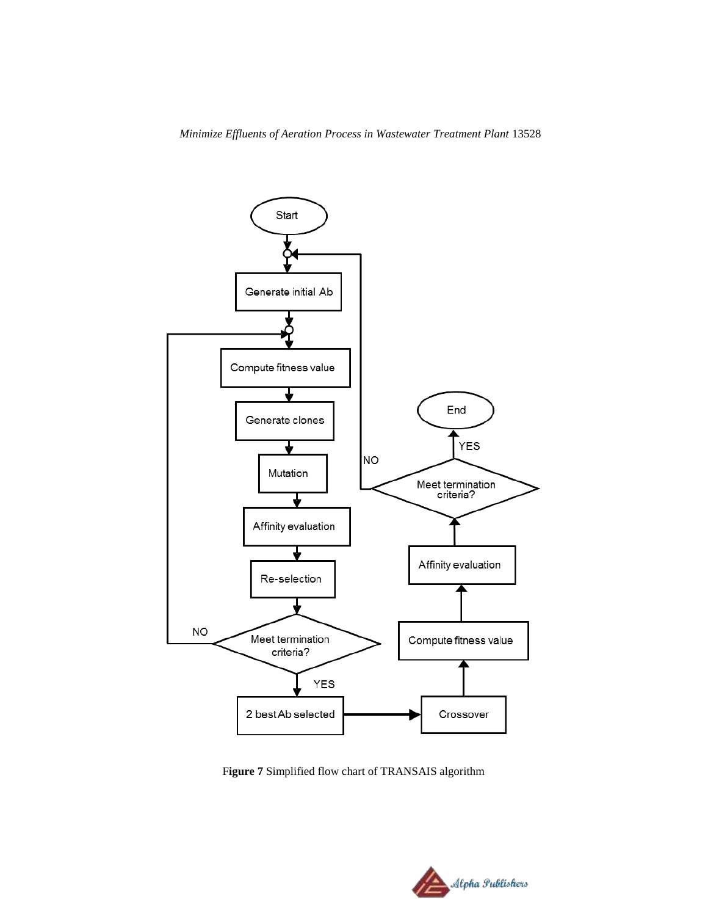Figure 7 Simplified flow chart of TRANSAIS algorithm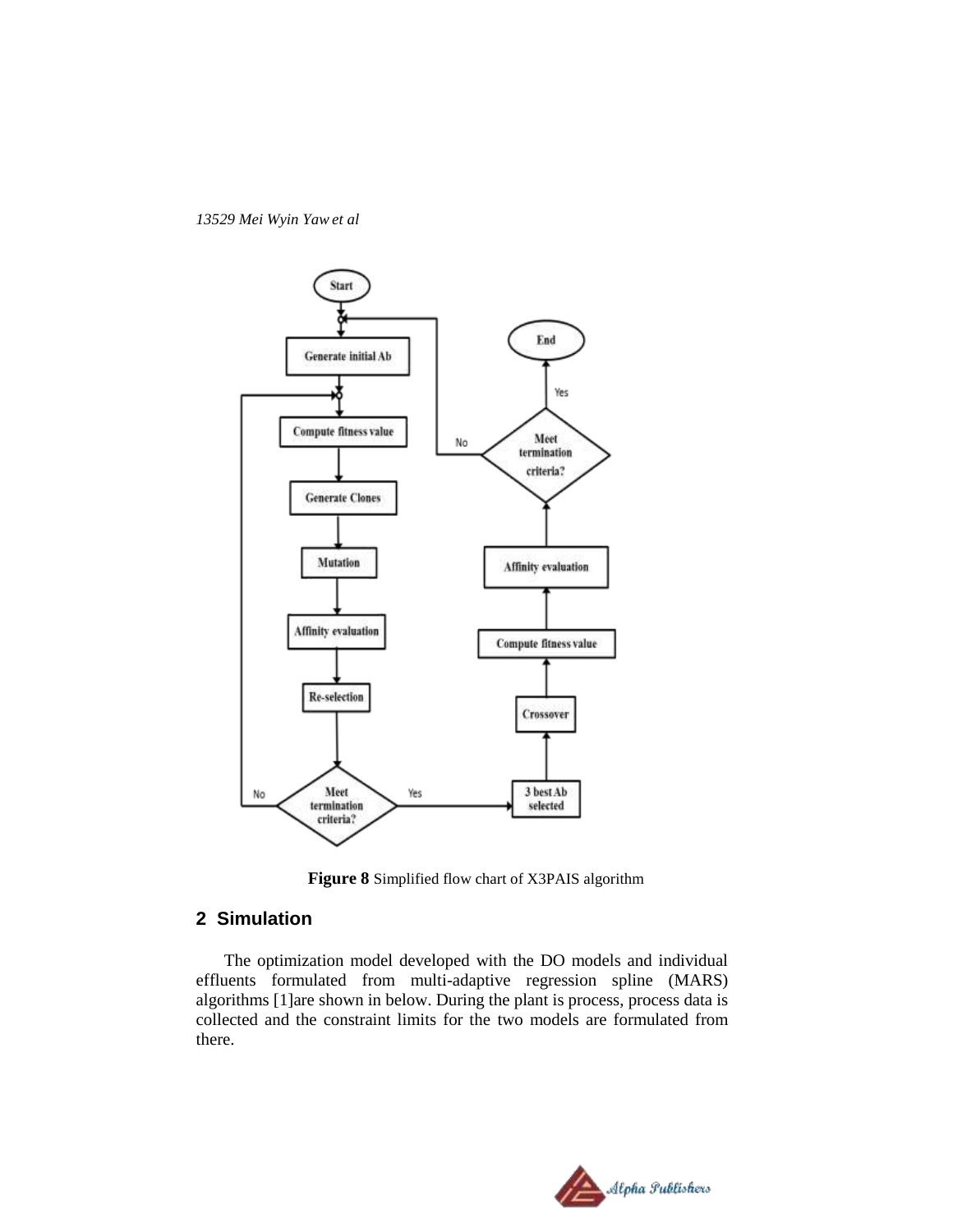Figure 8 Simplified flow chart of X3PAIS algorithm

## 2 Simulation

The optimization model developed with the DO models and individual effluents formulated from multi-adaptive regression spline (MARS) algorithms [1]are shown in below. During the plant is process, process data is collected and the constraint limits for the two models are formulated from there.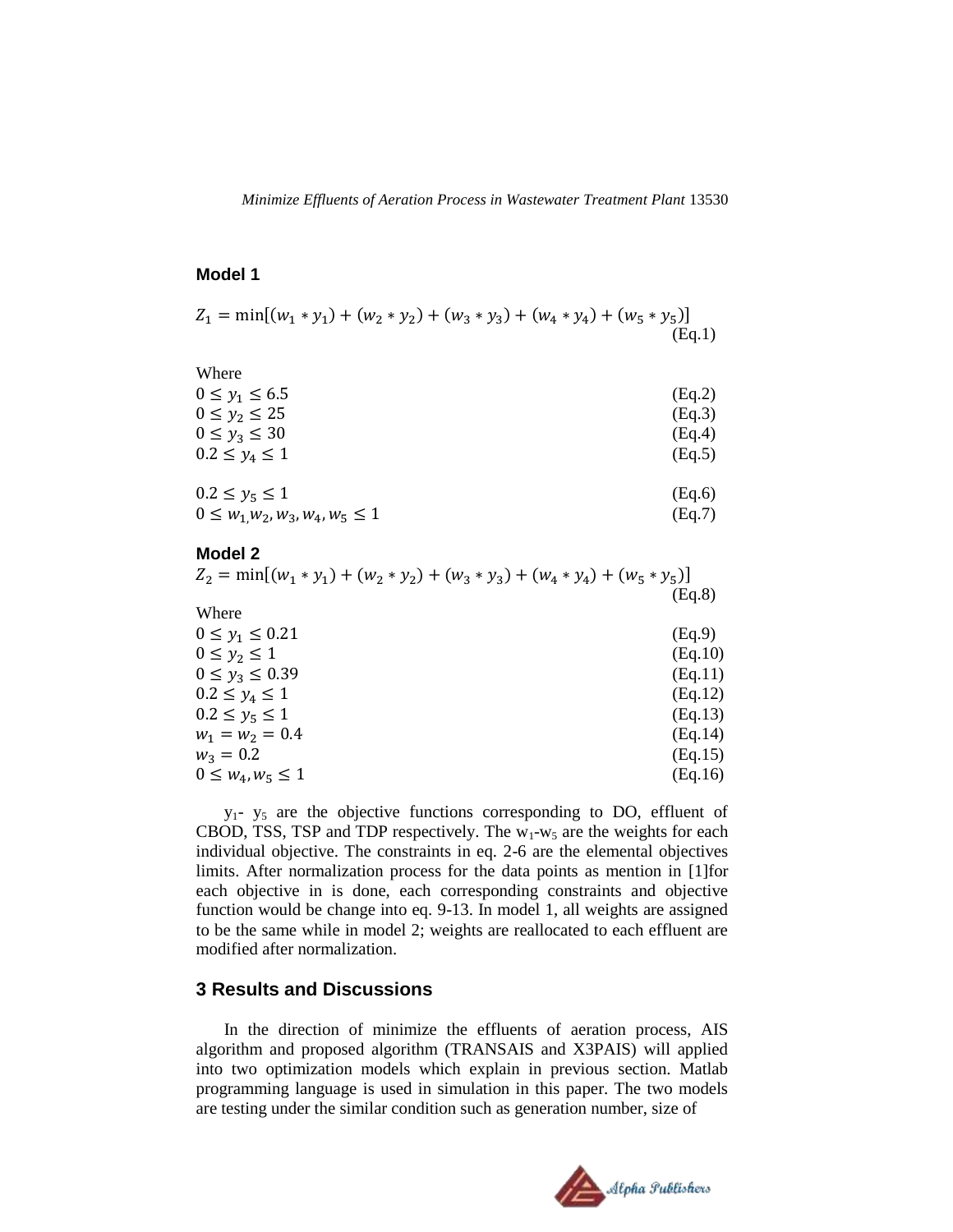**Model 1**

$$Z_1 = \min[(w_1 * y_1) + (w_2 * y_2) + (w_3 * y_3) + (w_4 * y_4) + (w_5 * y_5)] \quad \text{(Eq.1)}$$

Where

$$0 \le y_1 \le 6.5 \quad \text{(Eq.2)}$$

$$0 \le y_2 \le 25 \quad \text{(Eq.3)}$$

$$0 \le y_3 \le 30 \quad \text{(Eq.4)}$$

$$0.2 \le y_4 \le 1 \quad \text{(Eq.5)}$$

$$0.2 \le y_5 \le 1 \quad \text{(Eq.6)}$$

$$0 \le w_1, w_2, w_3, w_4, w_5 \le 1 \quad \text{(Eq.7)}$$

**Model 2**

$$Z_2 = \min[(w_1 * y_1) + (w_2 * y_2) + (w_3 * y_3) + (w_4 * y_4) + (w_5 * y_5)] \quad \text{(Eq.8)}$$

Where

$$0 \le y_1 \le 0.21 \quad \text{(Eq.9)}$$

$$0 \le y_2 \le 1 \quad \text{(Eq.10)}$$

$$0 \le y_3 \le 0.39 \quad \text{(Eq.11)}$$

$$0.2 \le y_4 \le 1 \quad \text{(Eq.12)}$$

$$0.2 \le y_5 \le 1 \quad \text{(Eq.13)}$$

$$w_1 = w_2 = 0.4 \quad \text{(Eq.14)}$$

$$w_3 = 0.2 \quad \text{(Eq.15)}$$

$$0 \le w_4, w_5 \le 1 \quad \text{(Eq.16)}$$

$y_1$- $y_5$ are the objective functions corresponding to DO, effluent of CBOD, TSS, TSP and TDP respectively. The $w_1$-$w_5$ are the weights for each individual objective. The constraints in eq. 2-6 are the elemental objectives limits. After normalization process for the data points as mention in [1]for each objective in is done, each corresponding constraints and objective function would be change into eq. 9-13. In model 1, all weights are assigned to be the same while in model 2; weights are reallocated to each effluent are modified after normalization.

## 3 Results and Discussions

In the direction of minimize the effluents of aeration process, AIS algorithm and proposed algorithm (TRANSAIS and X3PAIS) will applied into two optimization models which explain in previous section. Matlab programming language is used in simulation in this paper. The two models are testing under the similar condition such as generation number, size of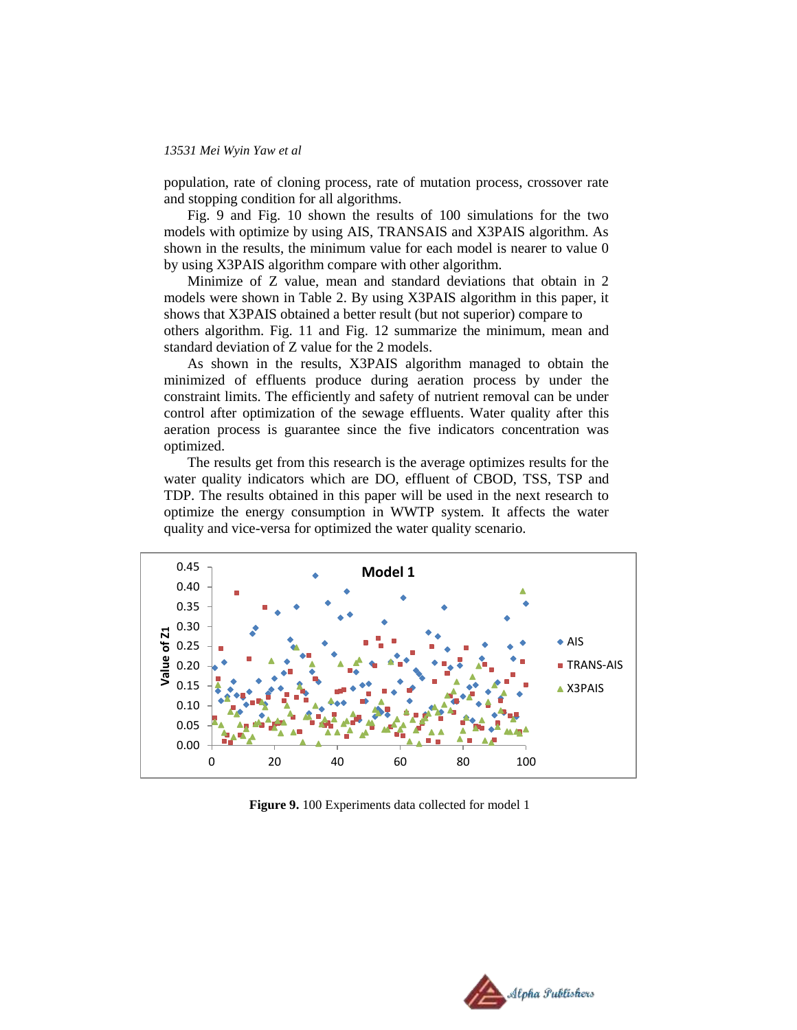population, rate of cloning process, rate of mutation process, crossover rate and stopping condition for all algorithms.

Fig. 9 and Fig. 10 shown the results of 100 simulations for the two models with optimize by using AIS, TRANSAIS and X3PAIS algorithm. As shown in the results, the minimum value for each model is nearer to value 0 by using X3PAIS algorithm compare with other algorithm.

Minimize of Z value, mean and standard deviations that obtain in 2 models were shown in Table 2. By using X3PAIS algorithm in this paper, it shows that X3PAIS obtained a better result (but not superior) compare to others algorithm. Fig. 11 and Fig. 12 summarize the minimum, mean and standard deviation of Z value for the 2 models.

As shown in the results, X3PAIS algorithm managed to obtain the minimized of effluents produce during aeration process by under the constraint limits. The efficiently and safety of nutrient removal can be under control after optimization of the sewage effluents. Water quality after this aeration process is guarantee since the five indicators concentration was optimized.

The results get from this research is the average optimizes results for the water quality indicators which are DO, effluent of CBOD, TSS, TSP and TDP. The results obtained in this paper will be used in the next research to optimize the energy consumption in WWTP system. It affects the water quality and vice-versa for optimized the water quality scenario.

**Figure 9.** 100 Experiments data collected for model 1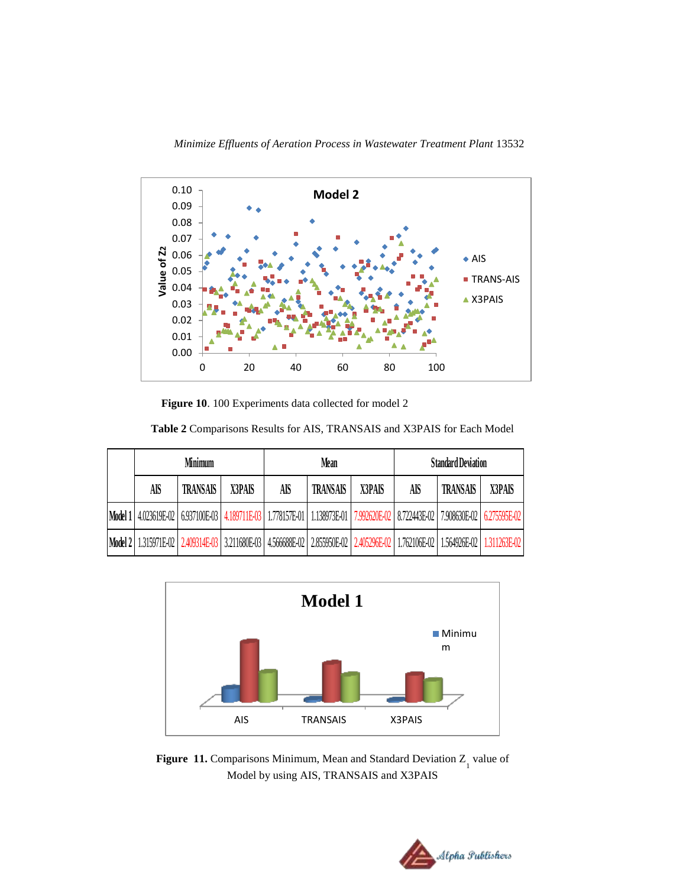**Figure 10**. 100 Experiments data collected for model 2

**Table 2** Comparisons Results for AIS, TRANSAIS and X3PAIS for Each Model

| | Minimum | | | Mean | | | Standard Deviation | | |
|---|---|---|---|---|---|---|---|---|---|
| | AIS | TRANSAIS | X3PAIS | AIS | TRANSAIS | X3PAIS | AIS | TRANSAIS | X3PAIS |
| Model 1 | 4.023619E-02 | 6.937100E-03 | 4.189711E-03 | 1.778157E-01 | 1.138973E-01 | 7.992620E-02 | 8.722443E-02 | 7.908630E-02 | 6.275595E-02 |
| Model 2 | 1.315971E-02 | 2.409314E-03 | 3.211680E-03 | 4.566688E-02 | 2.855950E-02 | 2.405296E-02 | 1.762106E-02 | 1.564926E-02 | 1.311263E-02 |

**Figure 11.** Comparisons Minimum, Mean and Standard Deviation $Z_1$ value of Model by using AIS, TRANSAIS and X3PAIS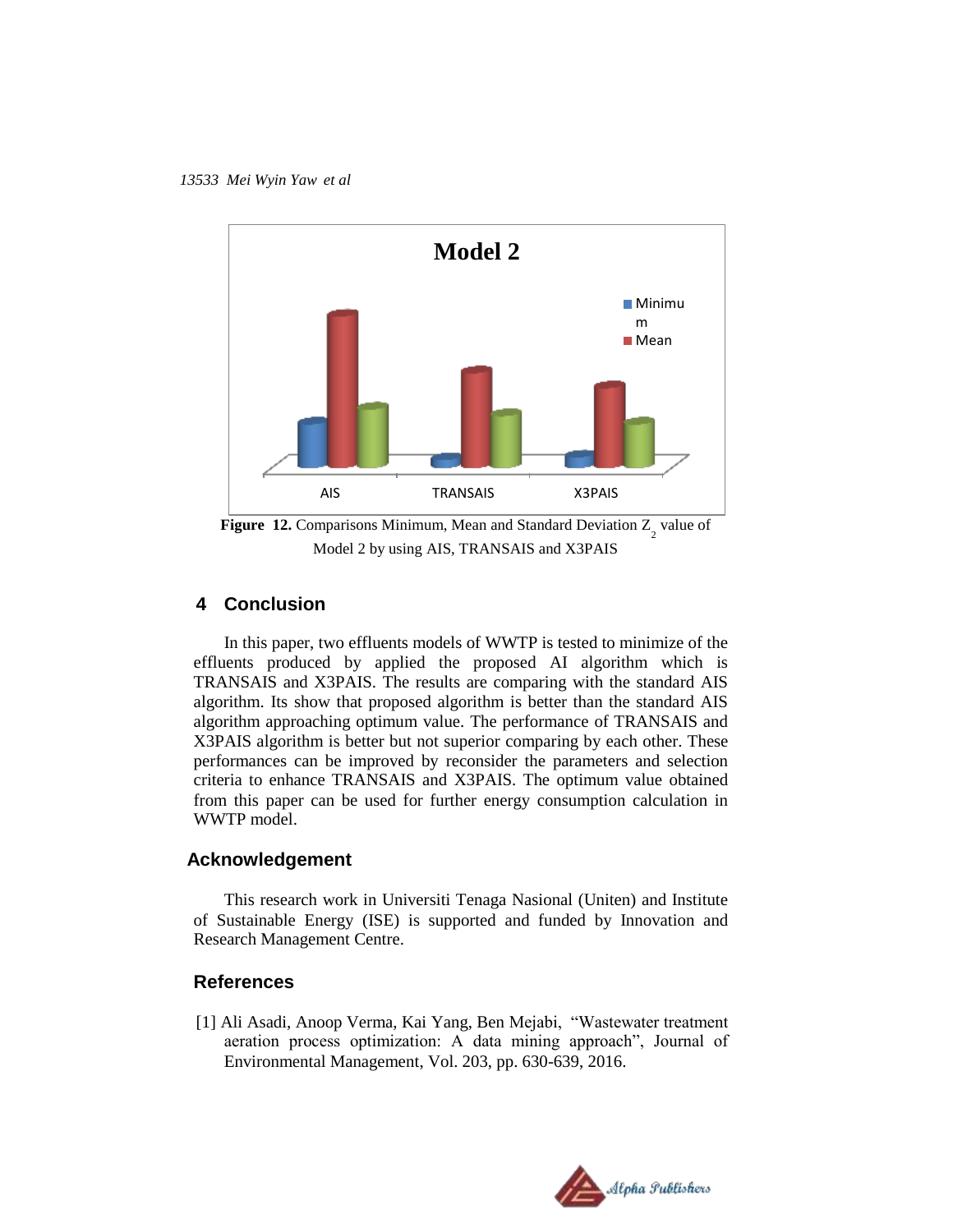**Figure 12.** Comparisons Minimum, Mean and Standard Deviation $Z_2$ value of Model 2 by using AIS, TRANSAIS and X3PAIS

## 4 Conclusion

In this paper, two effluents models of WWTP is tested to minimize of the effluents produced by applied the proposed AI algorithm which is TRANSAIS and X3PAIS. The results are comparing with the standard AIS algorithm. Its show that proposed algorithm is better than the standard AIS algorithm approaching optimum value. The performance of TRANSAIS and X3PAIS algorithm is better but not superior comparing by each other. These performances can be improved by reconsider the parameters and selection criteria to enhance TRANSAIS and X3PAIS. The optimum value obtained from this paper can be used for further energy consumption calculation in WWTP model.

## Acknowledgement

This research work in Universiti Tenaga Nasional (Uniten) and Institute of Sustainable Energy (ISE) is supported and funded by Innovation and Research Management Centre.

## References

[1] Ali Asadi, Anoop Verma, Kai Yang, Ben Mejabi, "Wastewater treatment aeration process optimization: A data mining approach", Journal of Environmental Management, Vol. 203, pp. 630-639, 2016.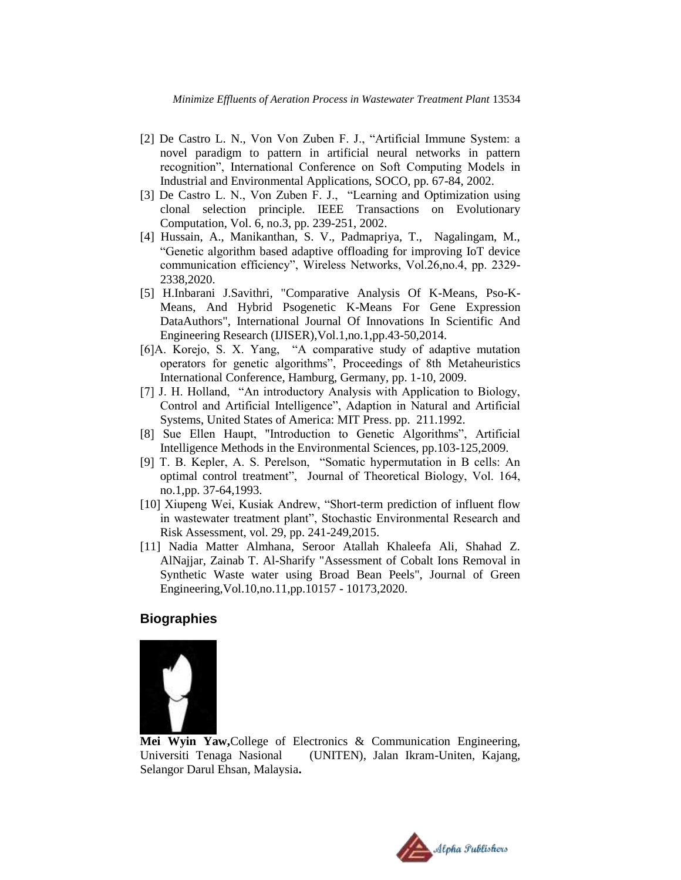[2] De Castro L. N., Von Von Zuben F. J., "Artificial Immune System: a novel paradigm to pattern in artificial neural networks in pattern recognition", International Conference on Soft Computing Models in Industrial and Environmental Applications, SOCO, pp. 67-84, 2002.

[3] De Castro L. N., Von Zuben F. J., "Learning and Optimization using clonal selection principle. IEEE Transactions on Evolutionary Computation, Vol. 6, no.3, pp. 239-251, 2002.

[4] Hussain, A., Manikanthan, S. V., Padmapriya, T., Nagalingam, M., "Genetic algorithm based adaptive offloading for improving IoT device communication efficiency", Wireless Networks, Vol.26,no.4, pp. 2329-2338,2020.

[5] H.Inbarani J.Savithri, "Comparative Analysis Of K-Means, Pso-K-Means, And Hybrid Psogenetic K-Means For Gene Expression DataAuthors", International Journal Of Innovations In Scientific And Engineering Research (IJISER),Vol.1,no.1,pp.43-50,2014.

[6]A. Korejo, S. X. Yang, "A comparative study of adaptive mutation operators for genetic algorithms", Proceedings of 8th Metaheuristics International Conference, Hamburg, Germany, pp. 1-10, 2009.

[7] J. H. Holland, "An introductory Analysis with Application to Biology, Control and Artificial Intelligence", Adaption in Natural and Artificial Systems, United States of America: MIT Press. pp. 211.1992.

[8] Sue Ellen Haupt, "Introduction to Genetic Algorithms", Artificial Intelligence Methods in the Environmental Sciences, pp.103-125,2009.

[9] T. B. Kepler, A. S. Perelson, "Somatic hypermutation in B cells: An optimal control treatment", Journal of Theoretical Biology, Vol. 164, no.1,pp. 37-64,1993.

[10] Xiupeng Wei, Kusiak Andrew, "Short-term prediction of influent flow in wastewater treatment plant", Stochastic Environmental Research and Risk Assessment, vol. 29, pp. 241-249,2015.

[11] Nadia Matter Almhana, Seroor Atallah Khaleefa Ali, Shahad Z. AlNajjar, Zainab T. Al-Sharify "Assessment of Cobalt Ions Removal in Synthetic Waste water using Broad Bean Peels", Journal of Green Engineering,Vol.10,no.11,pp.10157 - 10173,2020.

## Biographies

**Mei Wyin Yaw,**College of Electronics & Communication Engineering, Universiti Tenaga Nasional (UNITEN), Jalan Ikram-Uniten, Kajang, Selangor Darul Ehsan, Malaysia**.**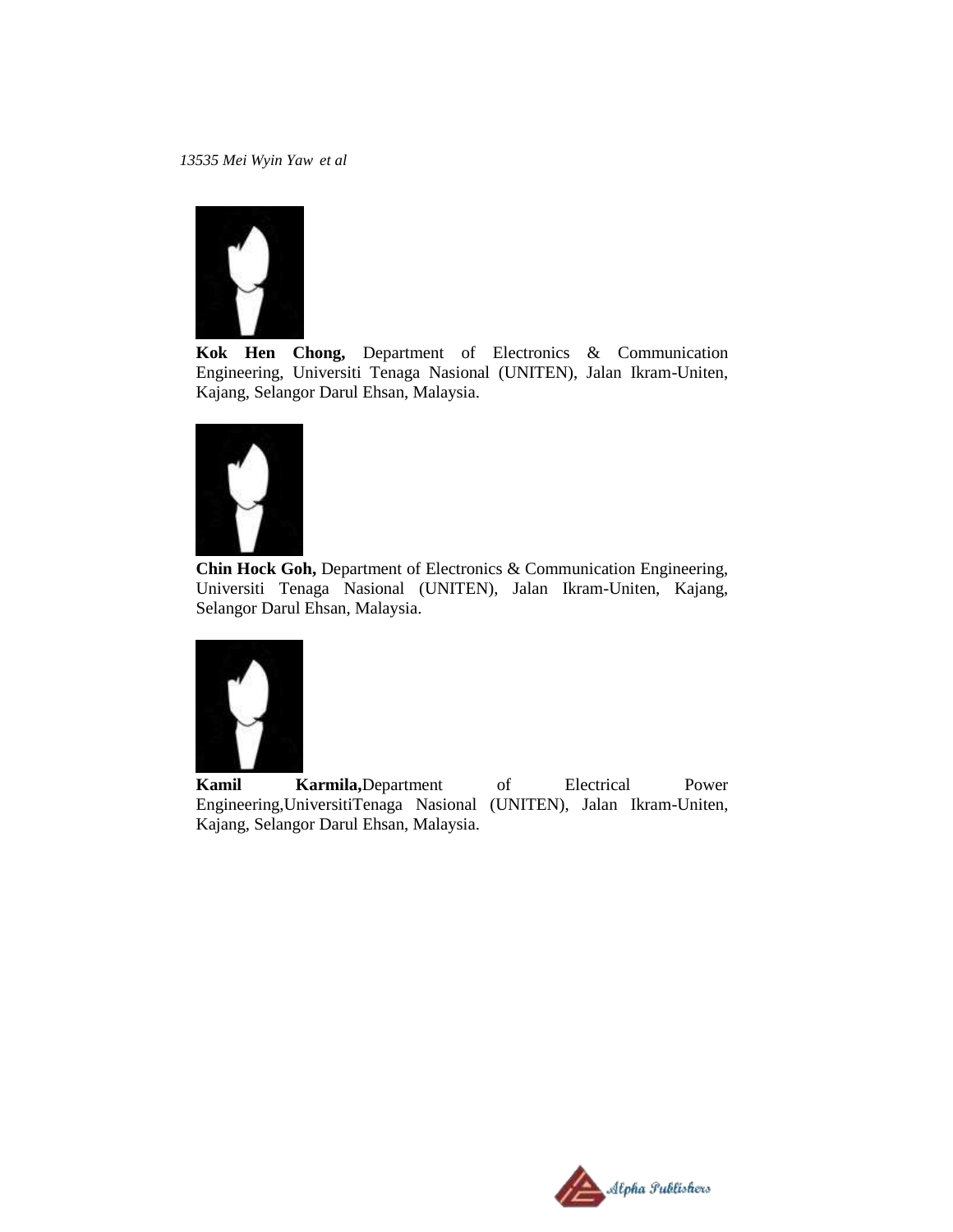**Kok Hen Chong,** Department of Electronics & Communication Engineering, Universiti Tenaga Nasional (UNITEN), Jalan Ikram-Uniten, Kajang, Selangor Darul Ehsan, Malaysia.

**Chin Hock Goh,** Department of Electronics & Communication Engineering, Universiti Tenaga Nasional (UNITEN), Jalan Ikram-Uniten, Kajang, Selangor Darul Ehsan, Malaysia.

**Kamil Karmila,**Department of Electrical Power Engineering,UniversitiTenaga Nasional (UNITEN), Jalan Ikram-Uniten, Kajang, Selangor Darul Ehsan, Malaysia.